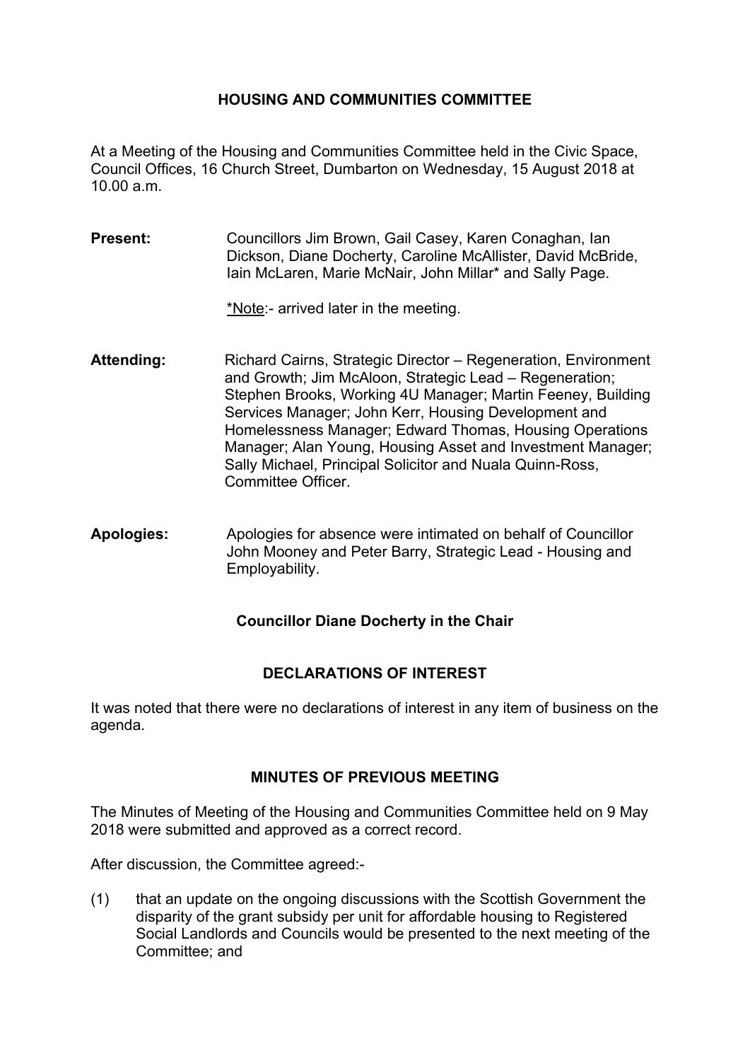# HOUSING AND COMMUNITIES COMMITTEE

At a Meeting of the Housing and Communities Committee held in the Civic Space, Council Offices, 16 Church Street, Dumbarton on Wednesday, 15 August 2018 at 10.00 a.m.

**Present:** Councillors Jim Brown, Gail Casey, Karen Conaghan, Ian Dickson, Diane Docherty, Caroline McAllister, David McBride, Iain McLaren, Marie McNair, John Millar* and Sally Page.

*Note:- arrived later in the meeting.

**Attending:** Richard Cairns, Strategic Director – Regeneration, Environment and Growth; Jim McAloon, Strategic Lead – Regeneration; Stephen Brooks, Working 4U Manager; Martin Feeney, Building Services Manager; John Kerr, Housing Development and Homelessness Manager; Edward Thomas, Housing Operations Manager; Alan Young, Housing Asset and Investment Manager; Sally Michael, Principal Solicitor and Nuala Quinn-Ross, Committee Officer.

**Apologies:** Apologies for absence were intimated on behalf of Councillor John Mooney and Peter Barry, Strategic Lead - Housing and Employability.

**Councillor Diane Docherty in the Chair**

## DECLARATIONS OF INTEREST

It was noted that there were no declarations of interest in any item of business on the agenda.

## MINUTES OF PREVIOUS MEETING

The Minutes of Meeting of the Housing and Communities Committee held on 9 May 2018 were submitted and approved as a correct record.

After discussion, the Committee agreed:-

(1) that an update on the ongoing discussions with the Scottish Government the disparity of the grant subsidy per unit for affordable housing to Registered Social Landlords and Councils would be presented to the next meeting of the Committee; and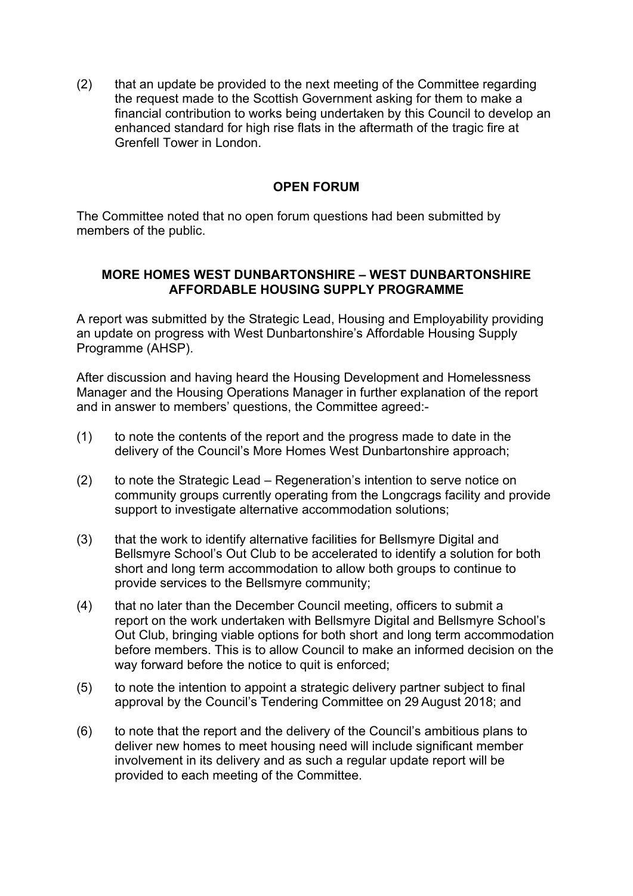(2) that an update be provided to the next meeting of the Committee regarding the request made to the Scottish Government asking for them to make a financial contribution to works being undertaken by this Council to develop an enhanced standard for high rise flats in the aftermath of the tragic fire at Grenfell Tower in London.

## OPEN FORUM

The Committee noted that no open forum questions had been submitted by members of the public.

## MORE HOMES WEST DUNBARTONSHIRE – WEST DUNBARTONSHIRE AFFORDABLE HOUSING SUPPLY PROGRAMME

A report was submitted by the Strategic Lead, Housing and Employability providing an update on progress with West Dunbartonshire's Affordable Housing Supply Programme (AHSP).

After discussion and having heard the Housing Development and Homelessness Manager and the Housing Operations Manager in further explanation of the report and in answer to members' questions, the Committee agreed:-

(1) to note the contents of the report and the progress made to date in the delivery of the Council's More Homes West Dunbartonshire approach;

(2) to note the Strategic Lead – Regeneration's intention to serve notice on community groups currently operating from the Longcrags facility and provide support to investigate alternative accommodation solutions;

(3) that the work to identify alternative facilities for Bellsmyre Digital and Bellsmyre School's Out Club to be accelerated to identify a solution for both short and long term accommodation to allow both groups to continue to provide services to the Bellsmyre community;

(4) that no later than the December Council meeting, officers to submit a report on the work undertaken with Bellsmyre Digital and Bellsmyre School's Out Club, bringing viable options for both short and long term accommodation before members. This is to allow Council to make an informed decision on the way forward before the notice to quit is enforced;

(5) to note the intention to appoint a strategic delivery partner subject to final approval by the Council's Tendering Committee on 29 August 2018; and

(6) to note that the report and the delivery of the Council's ambitious plans to deliver new homes to meet housing need will include significant member involvement in its delivery and as such a regular update report will be provided to each meeting of the Committee.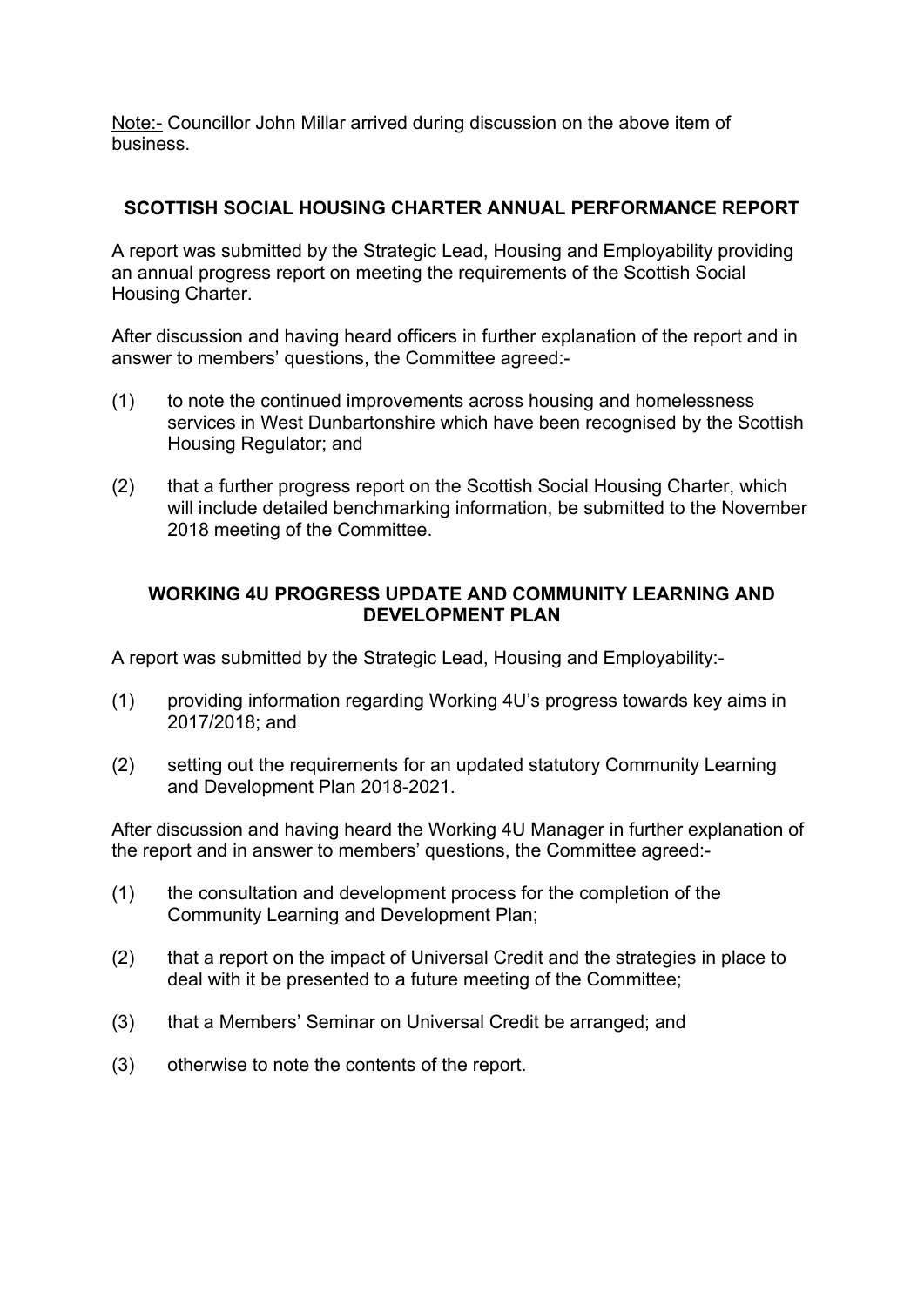Note:- Councillor John Millar arrived during discussion on the above item of business.

## SCOTTISH SOCIAL HOUSING CHARTER ANNUAL PERFORMANCE REPORT

A report was submitted by the Strategic Lead, Housing and Employability providing an annual progress report on meeting the requirements of the Scottish Social Housing Charter.

After discussion and having heard officers in further explanation of the report and in answer to members' questions, the Committee agreed:-

(1) to note the continued improvements across housing and homelessness services in West Dunbartonshire which have been recognised by the Scottish Housing Regulator; and

(2) that a further progress report on the Scottish Social Housing Charter, which will include detailed benchmarking information, be submitted to the November 2018 meeting of the Committee.

## WORKING 4U PROGRESS UPDATE AND COMMUNITY LEARNING AND DEVELOPMENT PLAN

A report was submitted by the Strategic Lead, Housing and Employability:-

(1) providing information regarding Working 4U's progress towards key aims in 2017/2018; and

(2) setting out the requirements for an updated statutory Community Learning and Development Plan 2018-2021.

After discussion and having heard the Working 4U Manager in further explanation of the report and in answer to members' questions, the Committee agreed:-

(1) the consultation and development process for the completion of the Community Learning and Development Plan;

(2) that a report on the impact of Universal Credit and the strategies in place to deal with it be presented to a future meeting of the Committee;

(3) that a Members' Seminar on Universal Credit be arranged; and

(3) otherwise to note the contents of the report.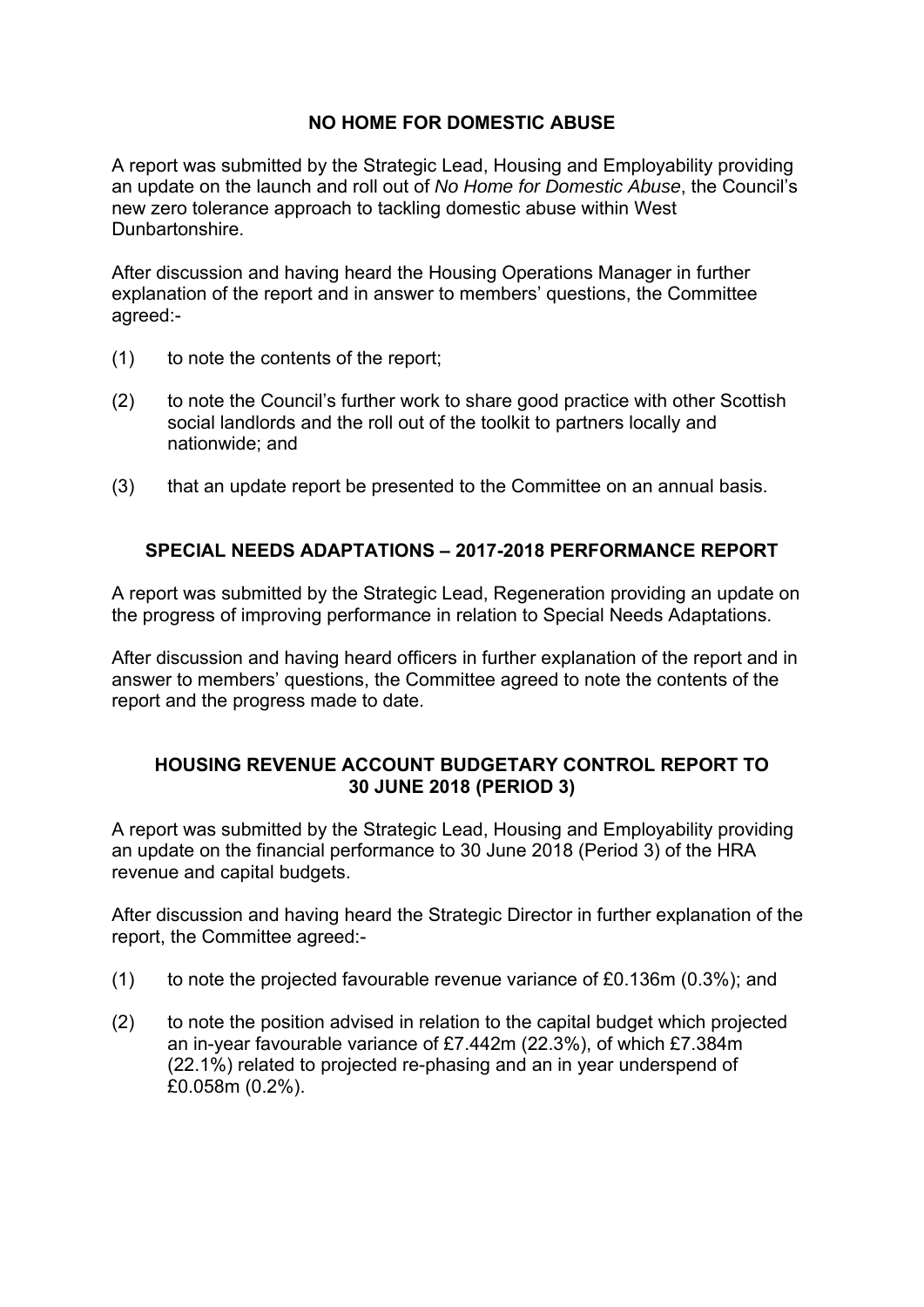## NO HOME FOR DOMESTIC ABUSE

A report was submitted by the Strategic Lead, Housing and Employability providing an update on the launch and roll out of *No Home for Domestic Abuse*, the Council's new zero tolerance approach to tackling domestic abuse within West Dunbartonshire.

After discussion and having heard the Housing Operations Manager in further explanation of the report and in answer to members' questions, the Committee agreed:-

(1) to note the contents of the report;

(2) to note the Council's further work to share good practice with other Scottish social landlords and the roll out of the toolkit to partners locally and nationwide; and

(3) that an update report be presented to the Committee on an annual basis.

## SPECIAL NEEDS ADAPTATIONS – 2017-2018 PERFORMANCE REPORT

A report was submitted by the Strategic Lead, Regeneration providing an update on the progress of improving performance in relation to Special Needs Adaptations.

After discussion and having heard officers in further explanation of the report and in answer to members' questions, the Committee agreed to note the contents of the report and the progress made to date.

## HOUSING REVENUE ACCOUNT BUDGETARY CONTROL REPORT TO 30 JUNE 2018 (PERIOD 3)

A report was submitted by the Strategic Lead, Housing and Employability providing an update on the financial performance to 30 June 2018 (Period 3) of the HRA revenue and capital budgets.

After discussion and having heard the Strategic Director in further explanation of the report, the Committee agreed:-

(1) to note the projected favourable revenue variance of £0.136m (0.3%); and

(2) to note the position advised in relation to the capital budget which projected an in-year favourable variance of £7.442m (22.3%), of which £7.384m (22.1%) related to projected re-phasing and an in year underspend of £0.058m (0.2%).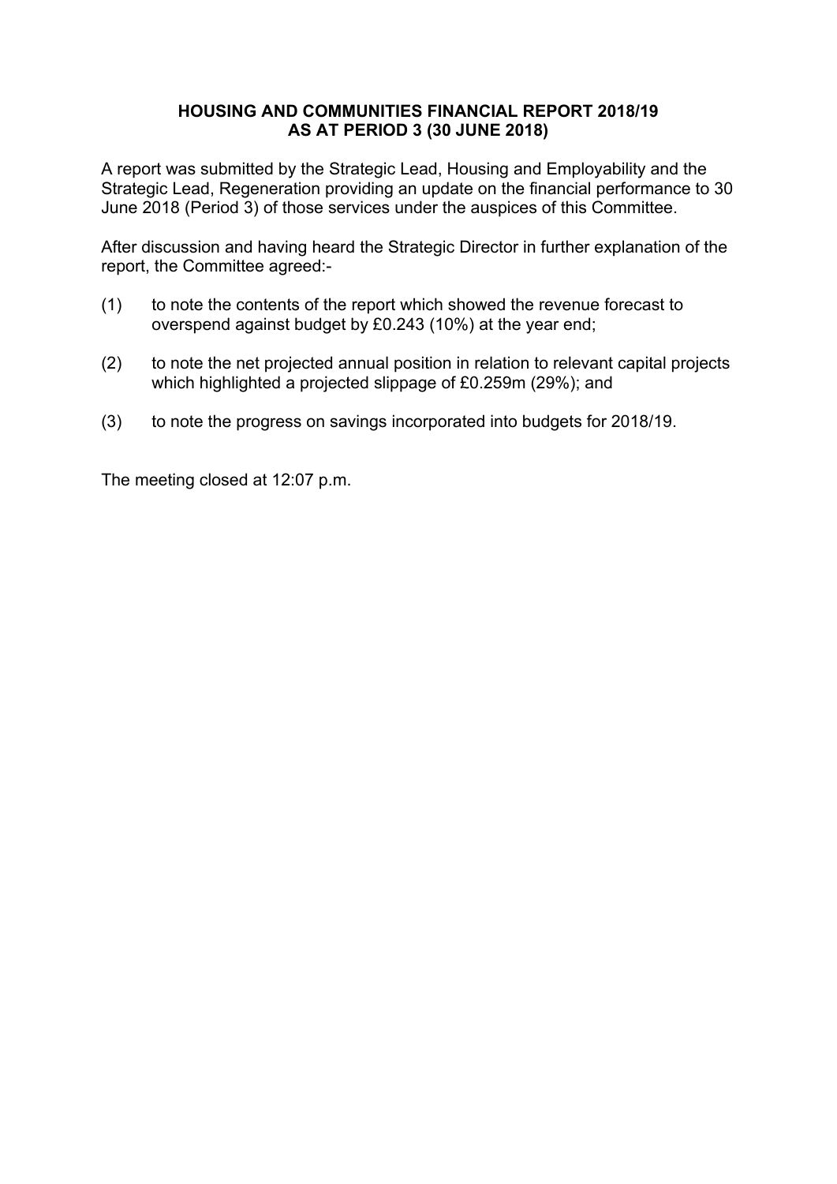**HOUSING AND COMMUNITIES FINANCIAL REPORT 2018/19**
**AS AT PERIOD 3 (30 JUNE 2018)**

A report was submitted by the Strategic Lead, Housing and Employability and the Strategic Lead, Regeneration providing an update on the financial performance to 30 June 2018 (Period 3) of those services under the auspices of this Committee.

After discussion and having heard the Strategic Director in further explanation of the report, the Committee agreed:-

(1) to note the contents of the report which showed the revenue forecast to overspend against budget by £0.243 (10%) at the year end;

(2) to note the net projected annual position in relation to relevant capital projects which highlighted a projected slippage of £0.259m (29%); and

(3) to note the progress on savings incorporated into budgets for 2018/19.

The meeting closed at 12:07 p.m.